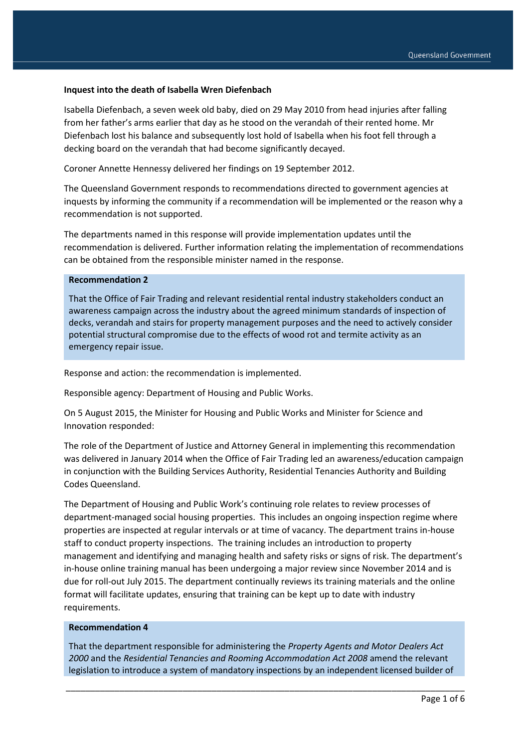**Inquest into the death of Isabella Wren Diefenbach**

Isabella Diefenbach, a seven week old baby, died on 29 May 2010 from head injuries after falling from her father's arms earlier that day as he stood on the verandah of their rented home. Mr Diefenbach lost his balance and subsequently lost hold of Isabella when his foot fell through a decking board on the verandah that had become significantly decayed.

Coroner Annette Hennessy delivered her findings on 19 September 2012.

The Queensland Government responds to recommendations directed to government agencies at inquests by informing the community if a recommendation will be implemented or the reason why a recommendation is not supported.

The departments named in this response will provide implementation updates until the recommendation is delivered. Further information relating the implementation of recommendations can be obtained from the responsible minister named in the response.

**Recommendation 2**

That the Office of Fair Trading and relevant residential rental industry stakeholders conduct an awareness campaign across the industry about the agreed minimum standards of inspection of decks, verandah and stairs for property management purposes and the need to actively consider potential structural compromise due to the effects of wood rot and termite activity as an emergency repair issue.

Response and action: the recommendation is implemented.

Responsible agency: Department of Housing and Public Works.

On 5 August 2015, the Minister for Housing and Public Works and Minister for Science and Innovation responded:

The role of the Department of Justice and Attorney General in implementing this recommendation was delivered in January 2014 when the Office of Fair Trading led an awareness/education campaign in conjunction with the Building Services Authority, Residential Tenancies Authority and Building Codes Queensland.

The Department of Housing and Public Work's continuing role relates to review processes of department-managed social housing properties. This includes an ongoing inspection regime where properties are inspected at regular intervals or at time of vacancy. The department trains in-house staff to conduct property inspections. The training includes an introduction to property management and identifying and managing health and safety risks or signs of risk. The department's in-house online training manual has been undergoing a major review since November 2014 and is due for roll-out July 2015. The department continually reviews its training materials and the online format will facilitate updates, ensuring that training can be kept up to date with industry requirements.

**Recommendation 4**

That the department responsible for administering the *Property Agents and Motor Dealers Act 2000* and the *Residential Tenancies and Rooming Accommodation Act 2008* amend the relevant legislation to introduce a system of mandatory inspections by an independent licensed builder of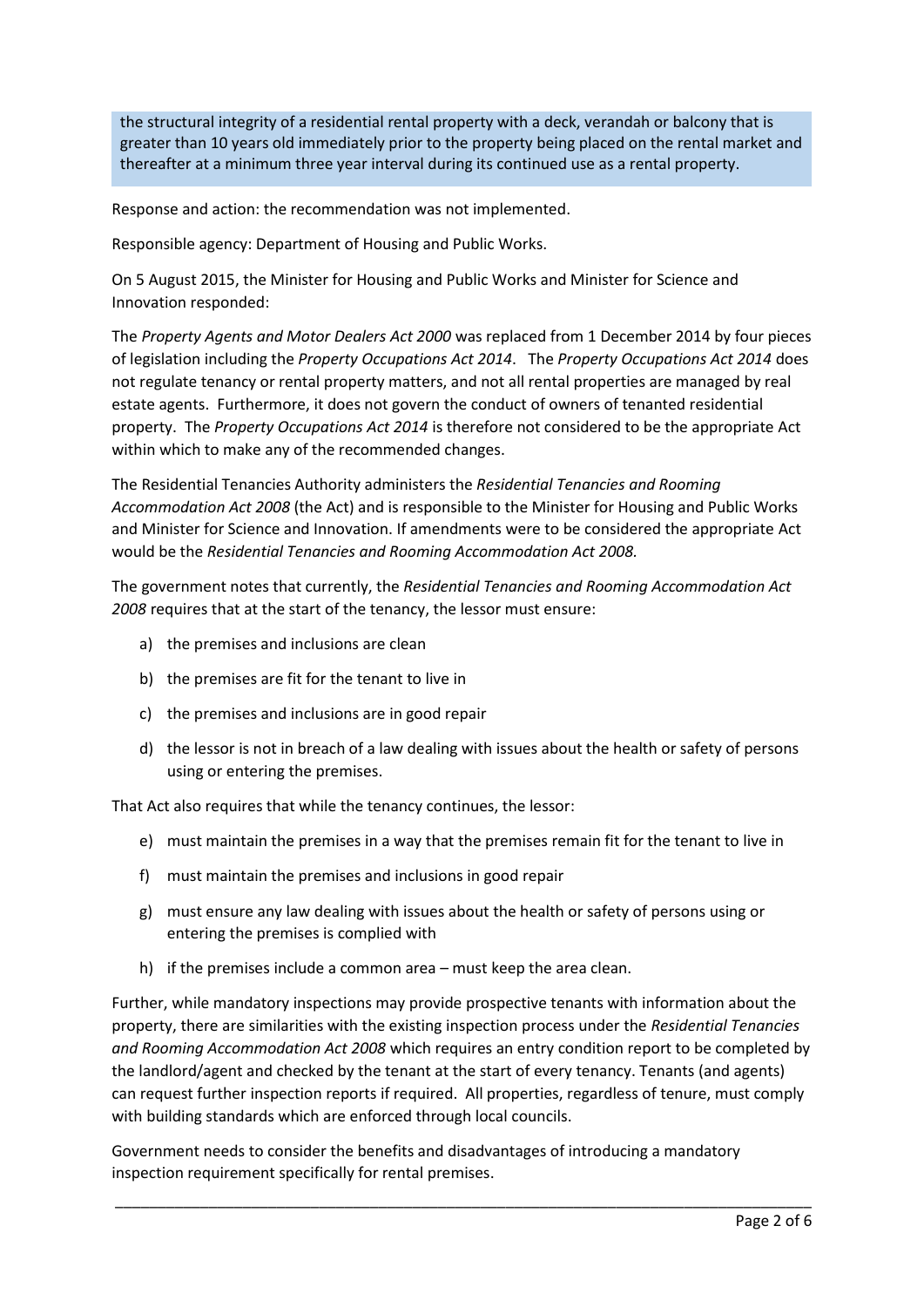the structural integrity of a residential rental property with a deck, verandah or balcony that is greater than 10 years old immediately prior to the property being placed on the rental market and thereafter at a minimum three year interval during its continued use as a rental property.

Response and action: the recommendation was not implemented.

Responsible agency: Department of Housing and Public Works.

On 5 August 2015, the Minister for Housing and Public Works and Minister for Science and Innovation responded:

The *Property Agents and Motor Dealers Act 2000* was replaced from 1 December 2014 by four pieces of legislation including the *Property Occupations Act 2014*. The *Property Occupations Act 2014* does not regulate tenancy or rental property matters, and not all rental properties are managed by real estate agents. Furthermore, it does not govern the conduct of owners of tenanted residential property. The *Property Occupations Act 2014* is therefore not considered to be the appropriate Act within which to make any of the recommended changes.

The Residential Tenancies Authority administers the *Residential Tenancies and Rooming Accommodation Act 2008* (the Act) and is responsible to the Minister for Housing and Public Works and Minister for Science and Innovation. If amendments were to be considered the appropriate Act would be the *Residential Tenancies and Rooming Accommodation Act 2008.*

The government notes that currently, the *Residential Tenancies and Rooming Accommodation Act 2008* requires that at the start of the tenancy, the lessor must ensure:

a) the premises and inclusions are clean
b) the premises are fit for the tenant to live in
c) the premises and inclusions are in good repair
d) the lessor is not in breach of a law dealing with issues about the health or safety of persons using or entering the premises.

That Act also requires that while the tenancy continues, the lessor:

e) must maintain the premises in a way that the premises remain fit for the tenant to live in
f) must maintain the premises and inclusions in good repair
g) must ensure any law dealing with issues about the health or safety of persons using or entering the premises is complied with
h) if the premises include a common area – must keep the area clean.

Further, while mandatory inspections may provide prospective tenants with information about the property, there are similarities with the existing inspection process under the *Residential Tenancies and Rooming Accommodation Act 2008* which requires an entry condition report to be completed by the landlord/agent and checked by the tenant at the start of every tenancy. Tenants (and agents) can request further inspection reports if required. All properties, regardless of tenure, must comply with building standards which are enforced through local councils.

Government needs to consider the benefits and disadvantages of introducing a mandatory inspection requirement specifically for rental premises.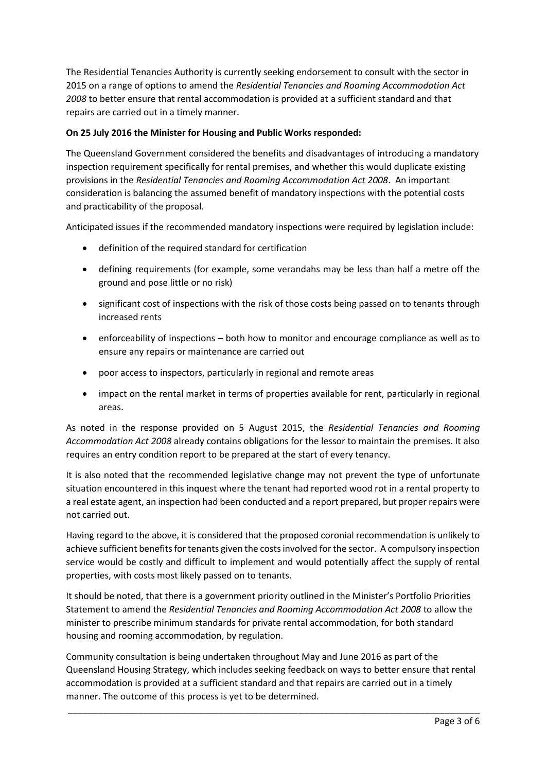The Residential Tenancies Authority is currently seeking endorsement to consult with the sector in 2015 on a range of options to amend the *Residential Tenancies and Rooming Accommodation Act 2008* to better ensure that rental accommodation is provided at a sufficient standard and that repairs are carried out in a timely manner.

**On 25 July 2016 the Minister for Housing and Public Works responded:**

The Queensland Government considered the benefits and disadvantages of introducing a mandatory inspection requirement specifically for rental premises, and whether this would duplicate existing provisions in the *Residential Tenancies and Rooming Accommodation Act 2008*. An important consideration is balancing the assumed benefit of mandatory inspections with the potential costs and practicability of the proposal.

Anticipated issues if the recommended mandatory inspections were required by legislation include:

- definition of the required standard for certification
- defining requirements (for example, some verandahs may be less than half a metre off the ground and pose little or no risk)
- significant cost of inspections with the risk of those costs being passed on to tenants through increased rents
- enforceability of inspections – both how to monitor and encourage compliance as well as to ensure any repairs or maintenance are carried out
- poor access to inspectors, particularly in regional and remote areas
- impact on the rental market in terms of properties available for rent, particularly in regional areas.

As noted in the response provided on 5 August 2015, the *Residential Tenancies and Rooming Accommodation Act 2008* already contains obligations for the lessor to maintain the premises. It also requires an entry condition report to be prepared at the start of every tenancy.

It is also noted that the recommended legislative change may not prevent the type of unfortunate situation encountered in this inquest where the tenant had reported wood rot in a rental property to a real estate agent, an inspection had been conducted and a report prepared, but proper repairs were not carried out.

Having regard to the above, it is considered that the proposed coronial recommendation is unlikely to achieve sufficient benefits for tenants given the costs involved for the sector. A compulsory inspection service would be costly and difficult to implement and would potentially affect the supply of rental properties, with costs most likely passed on to tenants.

It should be noted, that there is a government priority outlined in the Minister's Portfolio Priorities Statement to amend the *Residential Tenancies and Rooming Accommodation Act 2008* to allow the minister to prescribe minimum standards for private rental accommodation, for both standard housing and rooming accommodation, by regulation.

Community consultation is being undertaken throughout May and June 2016 as part of the Queensland Housing Strategy, which includes seeking feedback on ways to better ensure that rental accommodation is provided at a sufficient standard and that repairs are carried out in a timely manner. The outcome of this process is yet to be determined.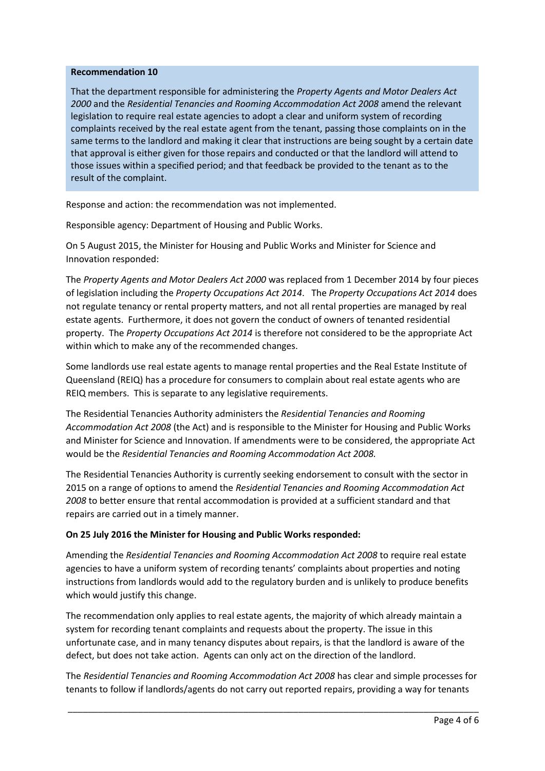**Recommendation 10**

That the department responsible for administering the *Property Agents and Motor Dealers Act 2000* and the *Residential Tenancies and Rooming Accommodation Act 2008* amend the relevant legislation to require real estate agencies to adopt a clear and uniform system of recording complaints received by the real estate agent from the tenant, passing those complaints on in the same terms to the landlord and making it clear that instructions are being sought by a certain date that approval is either given for those repairs and conducted or that the landlord will attend to those issues within a specified period; and that feedback be provided to the tenant as to the result of the complaint.

Response and action: the recommendation was not implemented.

Responsible agency: Department of Housing and Public Works.

On 5 August 2015, the Minister for Housing and Public Works and Minister for Science and Innovation responded:

The *Property Agents and Motor Dealers Act 2000* was replaced from 1 December 2014 by four pieces of legislation including the *Property Occupations Act 2014*. The *Property Occupations Act 2014* does not regulate tenancy or rental property matters, and not all rental properties are managed by real estate agents. Furthermore, it does not govern the conduct of owners of tenanted residential property. The *Property Occupations Act 2014* is therefore not considered to be the appropriate Act within which to make any of the recommended changes.

Some landlords use real estate agents to manage rental properties and the Real Estate Institute of Queensland (REIQ) has a procedure for consumers to complain about real estate agents who are REIQ members. This is separate to any legislative requirements.

The Residential Tenancies Authority administers the *Residential Tenancies and Rooming Accommodation Act 2008* (the Act) and is responsible to the Minister for Housing and Public Works and Minister for Science and Innovation. If amendments were to be considered, the appropriate Act would be the *Residential Tenancies and Rooming Accommodation Act 2008.*

The Residential Tenancies Authority is currently seeking endorsement to consult with the sector in 2015 on a range of options to amend the *Residential Tenancies and Rooming Accommodation Act 2008* to better ensure that rental accommodation is provided at a sufficient standard and that repairs are carried out in a timely manner.

**On 25 July 2016 the Minister for Housing and Public Works responded:**

Amending the *Residential Tenancies and Rooming Accommodation Act 2008* to require real estate agencies to have a uniform system of recording tenants' complaints about properties and noting instructions from landlords would add to the regulatory burden and is unlikely to produce benefits which would justify this change.

The recommendation only applies to real estate agents, the majority of which already maintain a system for recording tenant complaints and requests about the property. The issue in this unfortunate case, and in many tenancy disputes about repairs, is that the landlord is aware of the defect, but does not take action. Agents can only act on the direction of the landlord.

The *Residential Tenancies and Rooming Accommodation Act 2008* has clear and simple processes for tenants to follow if landlords/agents do not carry out reported repairs, providing a way for tenants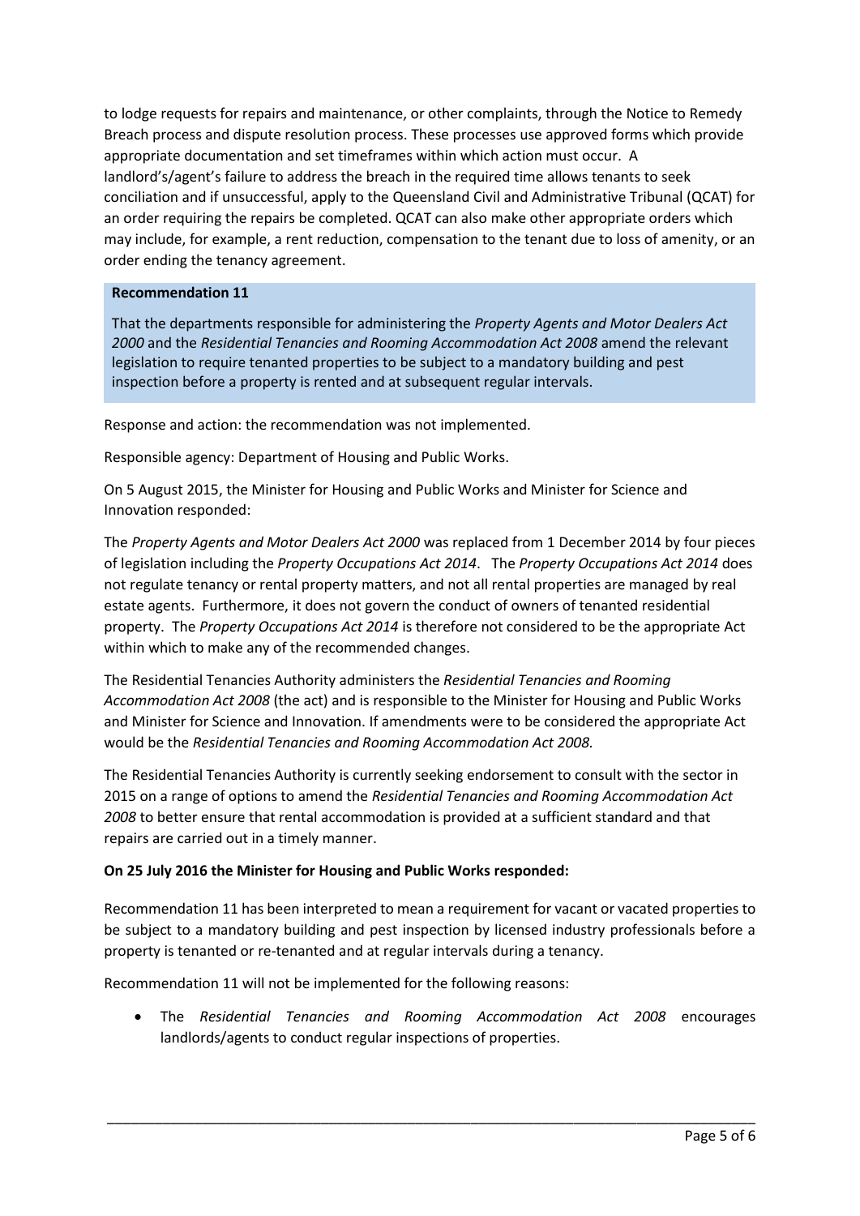to lodge requests for repairs and maintenance, or other complaints, through the Notice to Remedy Breach process and dispute resolution process. These processes use approved forms which provide appropriate documentation and set timeframes within which action must occur. A landlord's/agent's failure to address the breach in the required time allows tenants to seek conciliation and if unsuccessful, apply to the Queensland Civil and Administrative Tribunal (QCAT) for an order requiring the repairs be completed. QCAT can also make other appropriate orders which may include, for example, a rent reduction, compensation to the tenant due to loss of amenity, or an order ending the tenancy agreement.

**Recommendation 11**

That the departments responsible for administering the *Property Agents and Motor Dealers Act 2000* and the *Residential Tenancies and Rooming Accommodation Act 2008* amend the relevant legislation to require tenanted properties to be subject to a mandatory building and pest inspection before a property is rented and at subsequent regular intervals.

Response and action: the recommendation was not implemented.

Responsible agency: Department of Housing and Public Works.

On 5 August 2015, the Minister for Housing and Public Works and Minister for Science and Innovation responded:

The *Property Agents and Motor Dealers Act 2000* was replaced from 1 December 2014 by four pieces of legislation including the *Property Occupations Act 2014*. The *Property Occupations Act 2014* does not regulate tenancy or rental property matters, and not all rental properties are managed by real estate agents. Furthermore, it does not govern the conduct of owners of tenanted residential property. The *Property Occupations Act 2014* is therefore not considered to be the appropriate Act within which to make any of the recommended changes.

The Residential Tenancies Authority administers the *Residential Tenancies and Rooming Accommodation Act 2008* (the act) and is responsible to the Minister for Housing and Public Works and Minister for Science and Innovation. If amendments were to be considered the appropriate Act would be the *Residential Tenancies and Rooming Accommodation Act 2008.*

The Residential Tenancies Authority is currently seeking endorsement to consult with the sector in 2015 on a range of options to amend the *Residential Tenancies and Rooming Accommodation Act 2008* to better ensure that rental accommodation is provided at a sufficient standard and that repairs are carried out in a timely manner.

**On 25 July 2016 the Minister for Housing and Public Works responded:**

Recommendation 11 has been interpreted to mean a requirement for vacant or vacated properties to be subject to a mandatory building and pest inspection by licensed industry professionals before a property is tenanted or re-tenanted and at regular intervals during a tenancy.

Recommendation 11 will not be implemented for the following reasons:

- The *Residential Tenancies and Rooming Accommodation Act 2008* encourages landlords/agents to conduct regular inspections of properties.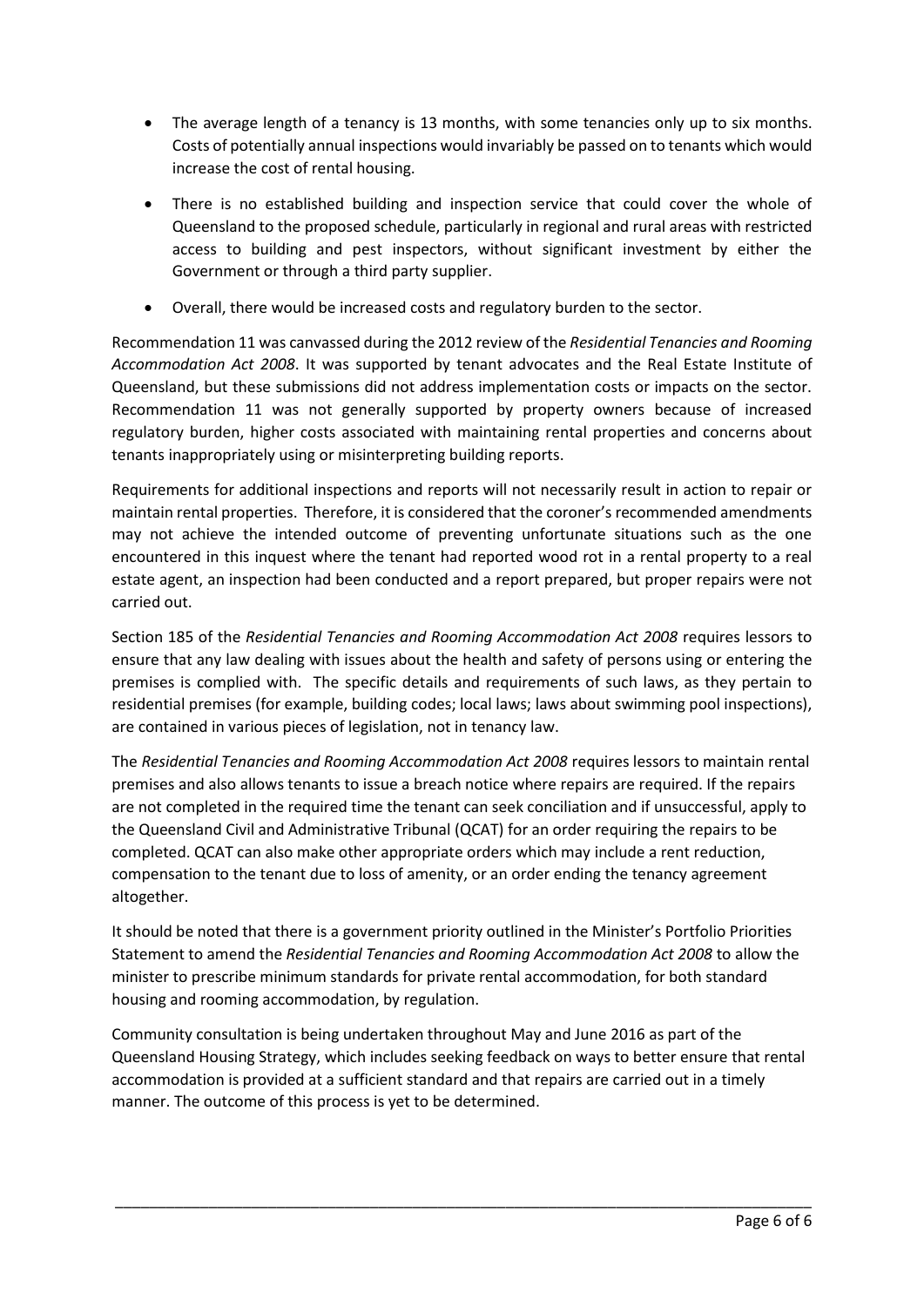- The average length of a tenancy is 13 months, with some tenancies only up to six months. Costs of potentially annual inspections would invariably be passed on to tenants which would increase the cost of rental housing.
- There is no established building and inspection service that could cover the whole of Queensland to the proposed schedule, particularly in regional and rural areas with restricted access to building and pest inspectors, without significant investment by either the Government or through a third party supplier.
- Overall, there would be increased costs and regulatory burden to the sector.

Recommendation 11 was canvassed during the 2012 review of the *Residential Tenancies and Rooming Accommodation Act 2008*. It was supported by tenant advocates and the Real Estate Institute of Queensland, but these submissions did not address implementation costs or impacts on the sector. Recommendation 11 was not generally supported by property owners because of increased regulatory burden, higher costs associated with maintaining rental properties and concerns about tenants inappropriately using or misinterpreting building reports.

Requirements for additional inspections and reports will not necessarily result in action to repair or maintain rental properties. Therefore, it is considered that the coroner's recommended amendments may not achieve the intended outcome of preventing unfortunate situations such as the one encountered in this inquest where the tenant had reported wood rot in a rental property to a real estate agent, an inspection had been conducted and a report prepared, but proper repairs were not carried out.

Section 185 of the *Residential Tenancies and Rooming Accommodation Act 2008* requires lessors to ensure that any law dealing with issues about the health and safety of persons using or entering the premises is complied with. The specific details and requirements of such laws, as they pertain to residential premises (for example, building codes; local laws; laws about swimming pool inspections), are contained in various pieces of legislation, not in tenancy law.

The *Residential Tenancies and Rooming Accommodation Act 2008* requires lessors to maintain rental premises and also allows tenants to issue a breach notice where repairs are required. If the repairs are not completed in the required time the tenant can seek conciliation and if unsuccessful, apply to the Queensland Civil and Administrative Tribunal (QCAT) for an order requiring the repairs to be completed. QCAT can also make other appropriate orders which may include a rent reduction, compensation to the tenant due to loss of amenity, or an order ending the tenancy agreement altogether.

It should be noted that there is a government priority outlined in the Minister's Portfolio Priorities Statement to amend the *Residential Tenancies and Rooming Accommodation Act 2008* to allow the minister to prescribe minimum standards for private rental accommodation, for both standard housing and rooming accommodation, by regulation.

Community consultation is being undertaken throughout May and June 2016 as part of the Queensland Housing Strategy, which includes seeking feedback on ways to better ensure that rental accommodation is provided at a sufficient standard and that repairs are carried out in a timely manner. The outcome of this process is yet to be determined.